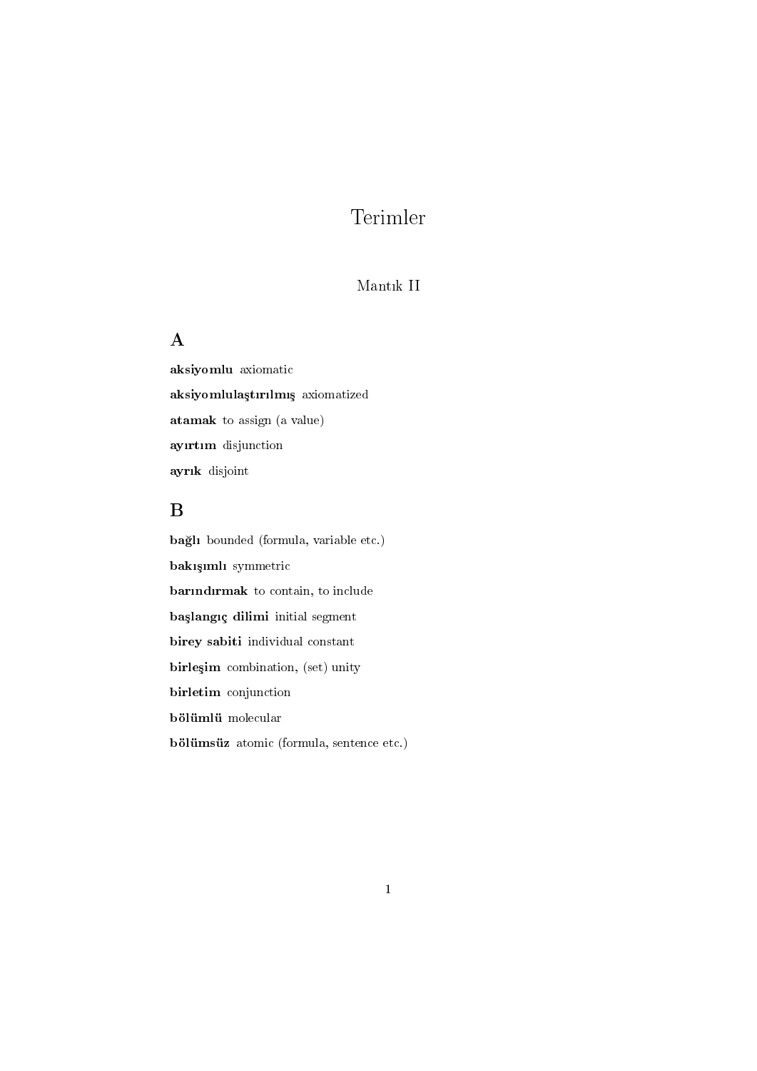# Terimler

Mantık II

## A

**aksiyomlu** axiomatic

**aksiyomlulaştırılmış** axiomatized

**atamak** to assign (a value)

**ayırtım** disjunction

**ayrık** disjoint

## B

**bağlı** bounded (formula, variable etc.)

**bakışımlı** symmetric

**barındırmak** to contain, to include

**başlangıç dilimi** initial segment

**birey sabiti** individual constant

**birleşim** combination, (set) unity

**birletim** conjunction

**bölümlü** molecular

**bölümsüz** atomic (formula, sentence etc.)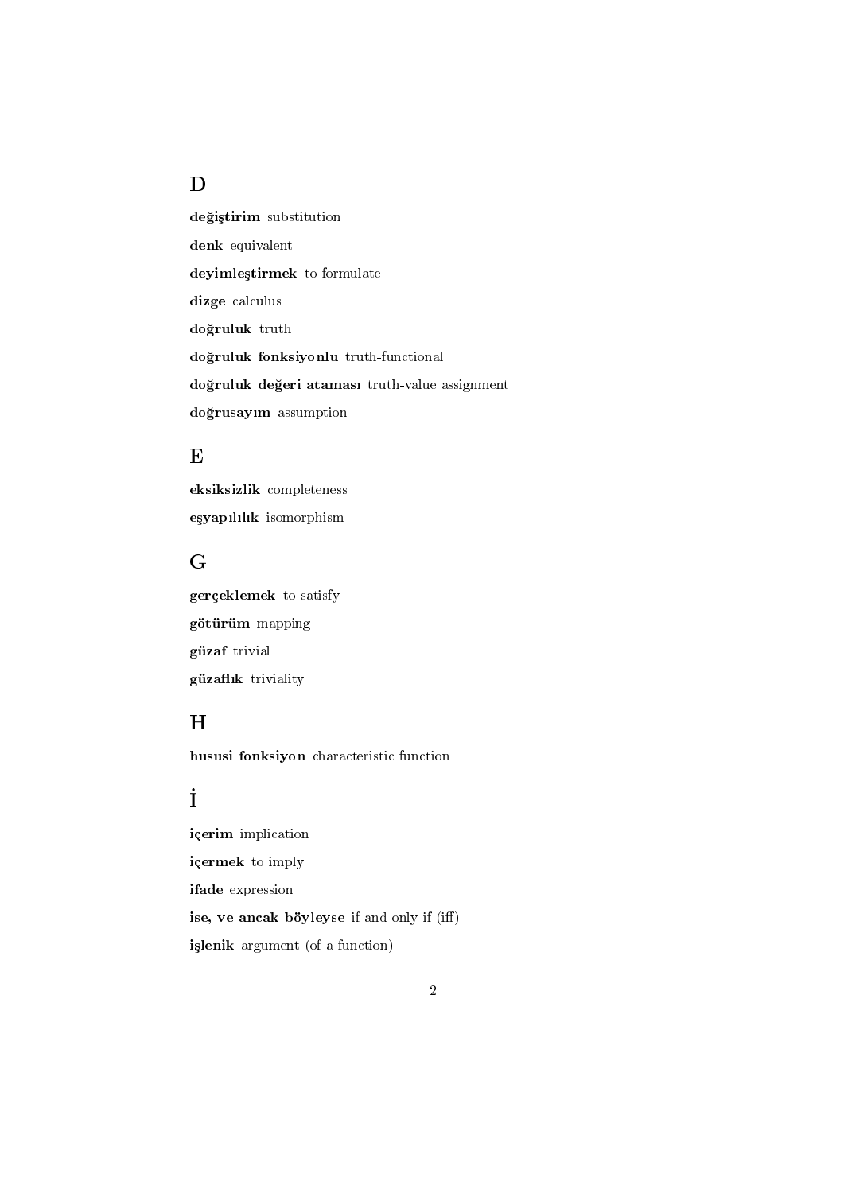## D

**değiştirim** substitution

**denk** equivalent

**deyimleştirmek** to formulate

**dizge** calculus

**doğruluk** truth

**doğruluk fonksiyonlu** truth-functional

**doğruluk değeri ataması** truth-value assignment

**doğrusayım** assumption

## E

**eksiksizlik** completeness

**eşyapılılık** isomorphism

## G

**gerçeklemek** to satisfy

**götürüm** mapping

**güzaf** trivial

**güzaflık** triviality

## H

**hususi fonksiyon** characteristic function

## İ

**içerim** implication

**içermek** to imply

**ifade** expression

**ise, ve ancak böyleyse** if and only if (iff)

**işlenik** argument (of a function)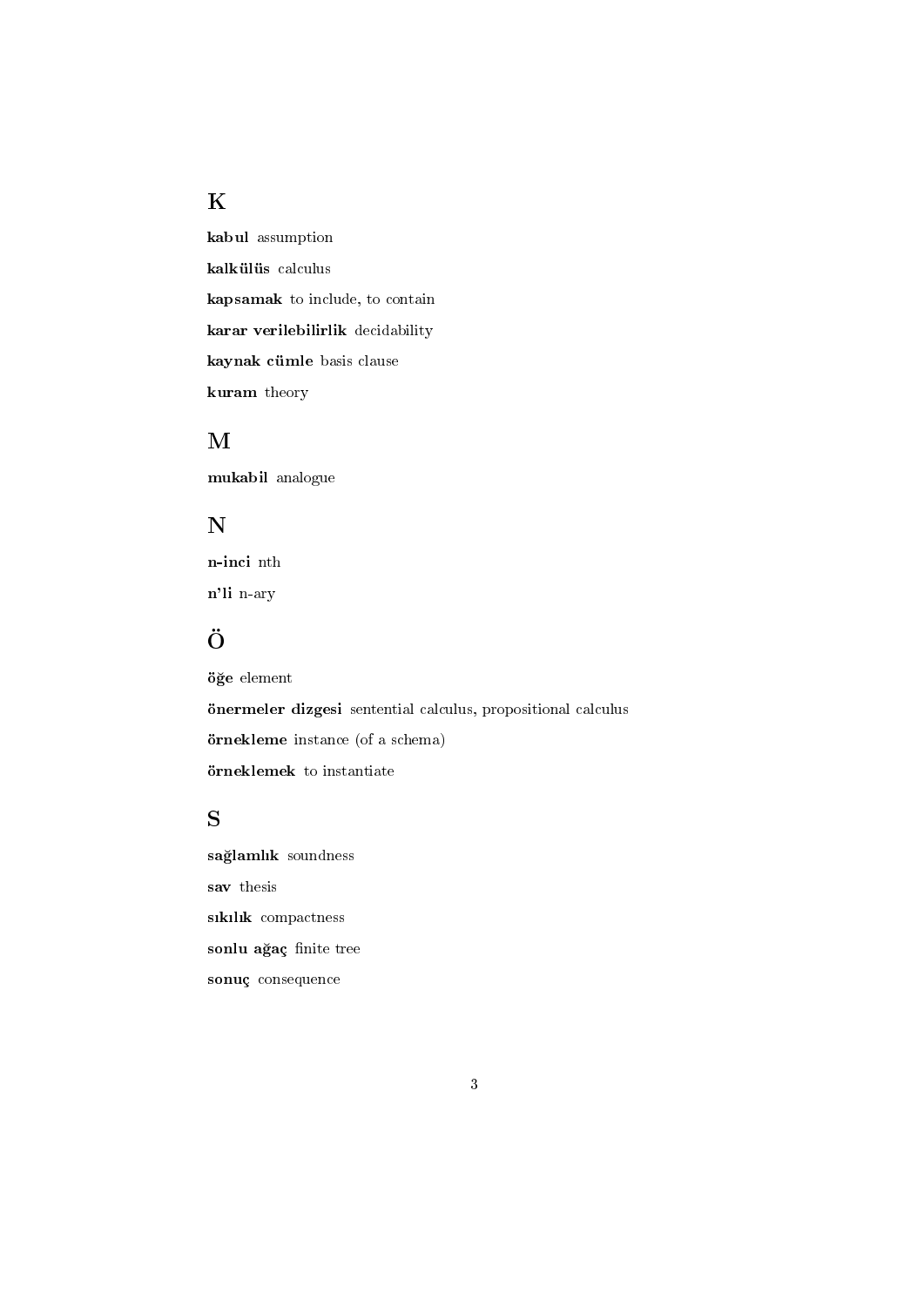## K

**kabul** assumption

**kalkülüs** calculus

**kapsamak** to include, to contain

**karar verilebilirlik** decidability

**kaynak cümle** basis clause

**kuram** theory

## M

**mukabil** analogue

## N

**n-inci** nth

**n'li** n-ary

## Ö

**öğe** element

**önermeler dizgesi** sentential calculus, propositional calculus

**örnekleme** instance (of a schema)

**örneklemek** to instantiate

## S

**sağlamlık** soundness

**sav** thesis

**sıkılık** compactness

**sonlu ağaç** finite tree

**sonuç** consequence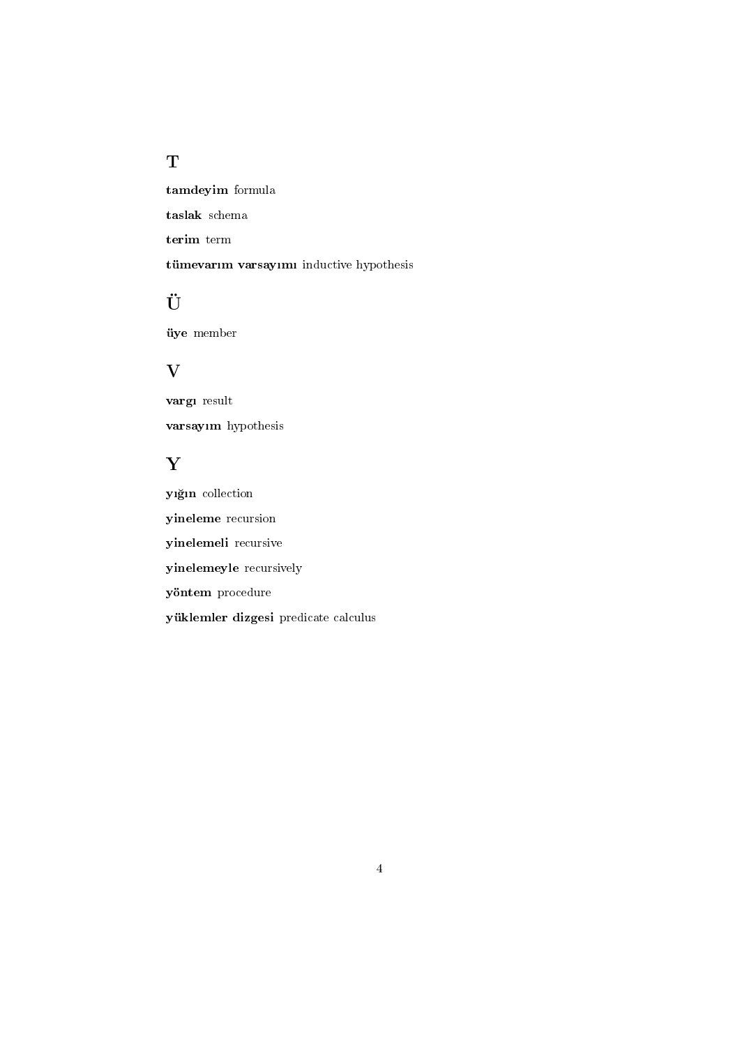## T

**tamdeyim** formula

**taslak** schema

**terim** term

**tümevarım varsayımı** inductive hypothesis

## Ü

**üye** member

## V

**vargı** result

**varsayım** hypothesis

## Y

**yığın** collection

**yineleme** recursion

**yinelemeli** recursive

**yinelemeyle** recursively

**yöntem** procedure

**yüklemler dizgesi** predicate calculus